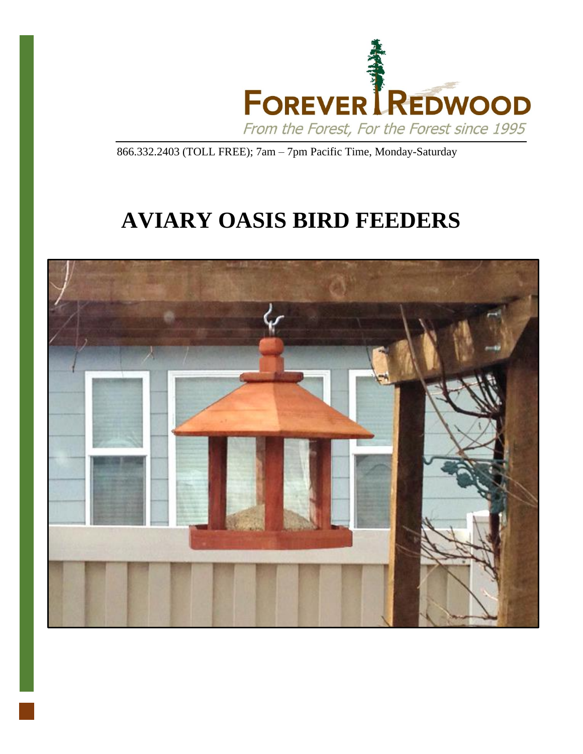FOREVER REDWOOD

*From the Forest, For the Forest since 1995*

866.332.2403 (TOLL FREE); 7am – 7pm Pacific Time, Monday-Saturday

# AVIARY OASIS BIRD FEEDERS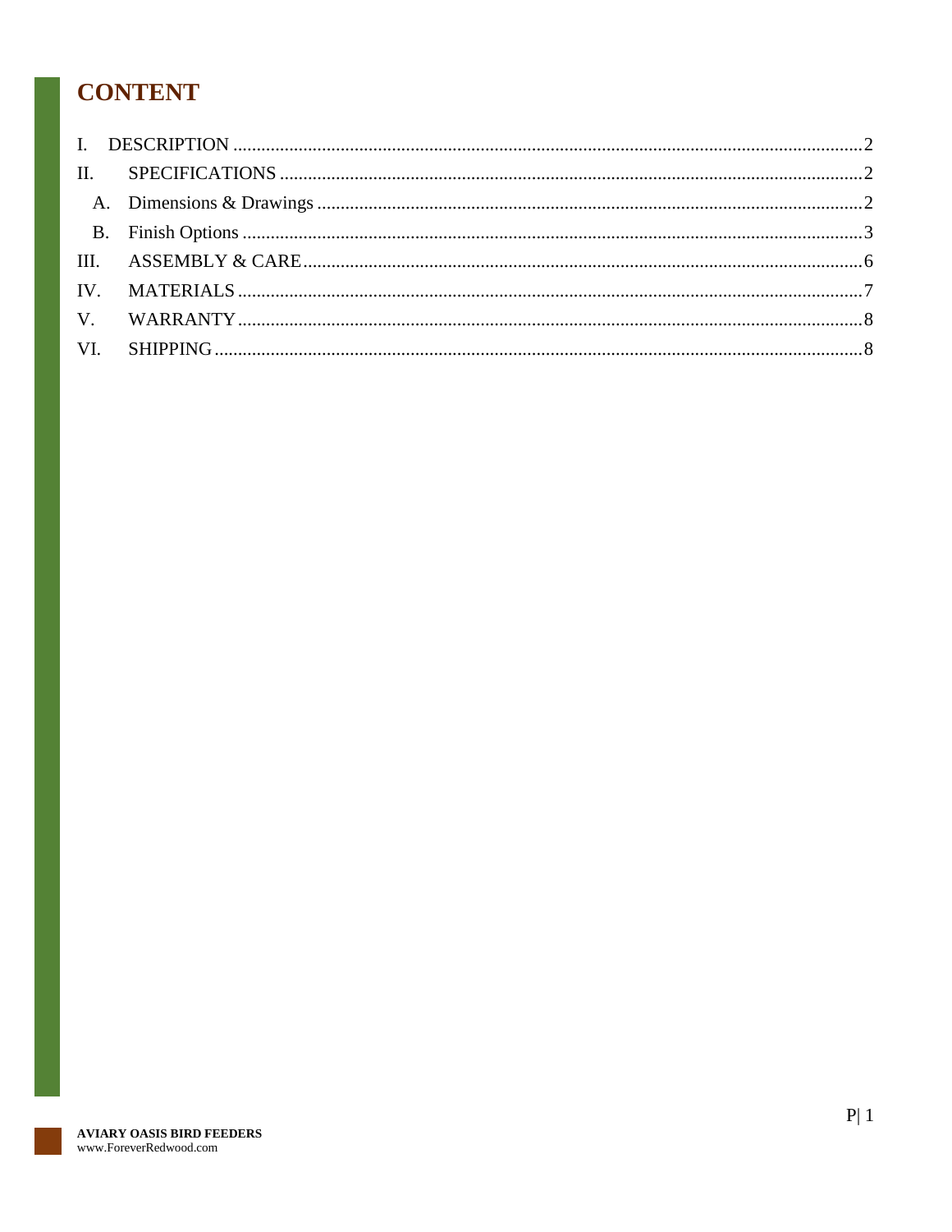# CONTENT

I. DESCRIPTION .......... 2

II. SPECIFICATIONS .......... 2

  A. Dimensions & Drawings .......... 2

  B. Finish Options .......... 3

III. ASSEMBLY & CARE .......... 6

IV. MATERIALS .......... 7

V. WARRANTY .......... 8

VI. SHIPPING .......... 8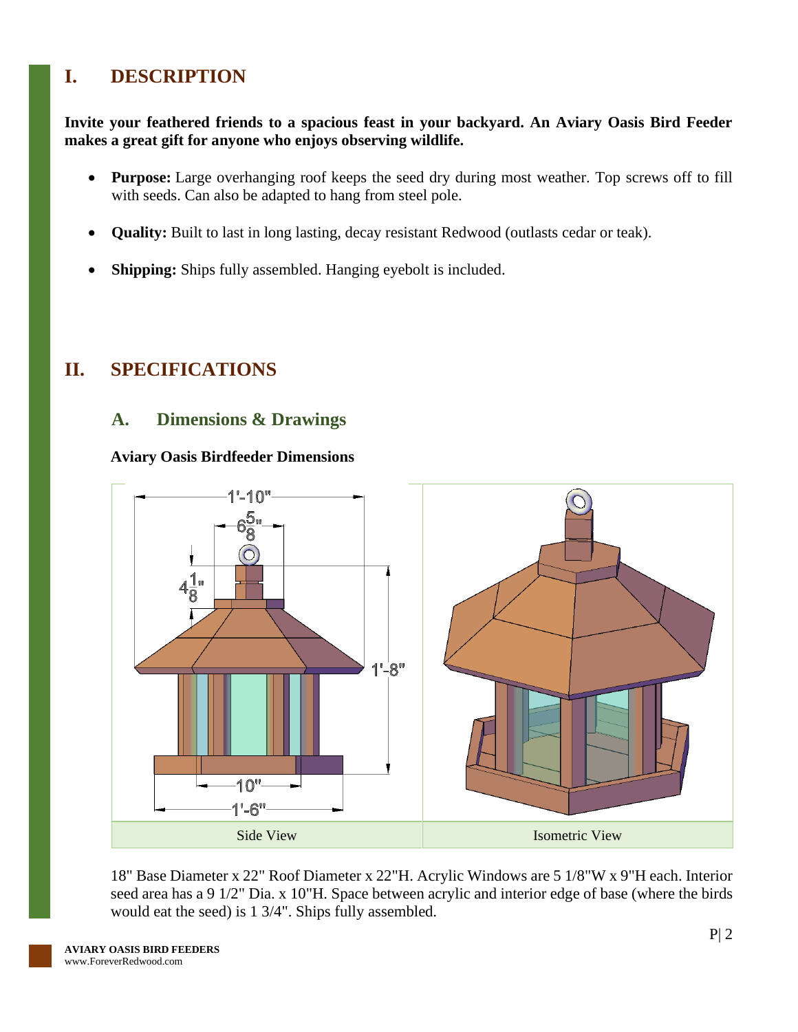# I. DESCRIPTION

**Invite your feathered friends to a spacious feast in your backyard. An Aviary Oasis Bird Feeder makes a great gift for anyone who enjoys observing wildlife.**

- **Purpose:** Large overhanging roof keeps the seed dry during most weather. Top screws off to fill with seeds. Can also be adapted to hang from steel pole.
- **Quality:** Built to last in long lasting, decay resistant Redwood (outlasts cedar or teak).
- **Shipping:** Ships fully assembled. Hanging eyebolt is included.

# II. SPECIFICATIONS

## A. Dimensions & Drawings

**Aviary Oasis Birdfeeder Dimensions**

| Side View | Isometric View |
| --- | --- |

18" Base Diameter x 22" Roof Diameter x 22"H. Acrylic Windows are 5 1/8"W x 9"H each. Interior seed area has a 9 1/2" Dia. x 10"H. Space between acrylic and interior edge of base (where the birds would eat the seed) is 1 3/4". Ships fully assembled.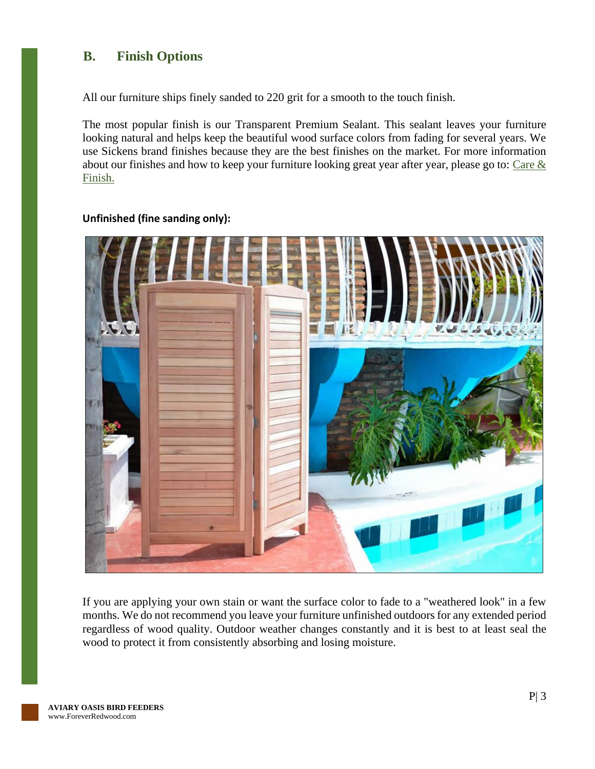## B. Finish Options

All our furniture ships finely sanded to 220 grit for a smooth to the touch finish.

The most popular finish is our Transparent Premium Sealant. This sealant leaves your furniture looking natural and helps keep the beautiful wood surface colors from fading for several years. We use Sickens brand finishes because they are the best finishes on the market. For more information about our finishes and how to keep your furniture looking great year after year, please go to: Care & Finish.

**Unfinished (fine sanding only):**

If you are applying your own stain or want the surface color to fade to a "weathered look" in a few months. We do not recommend you leave your furniture unfinished outdoors for any extended period regardless of wood quality. Outdoor weather changes constantly and it is best to at least seal the wood to protect it from consistently absorbing and losing moisture.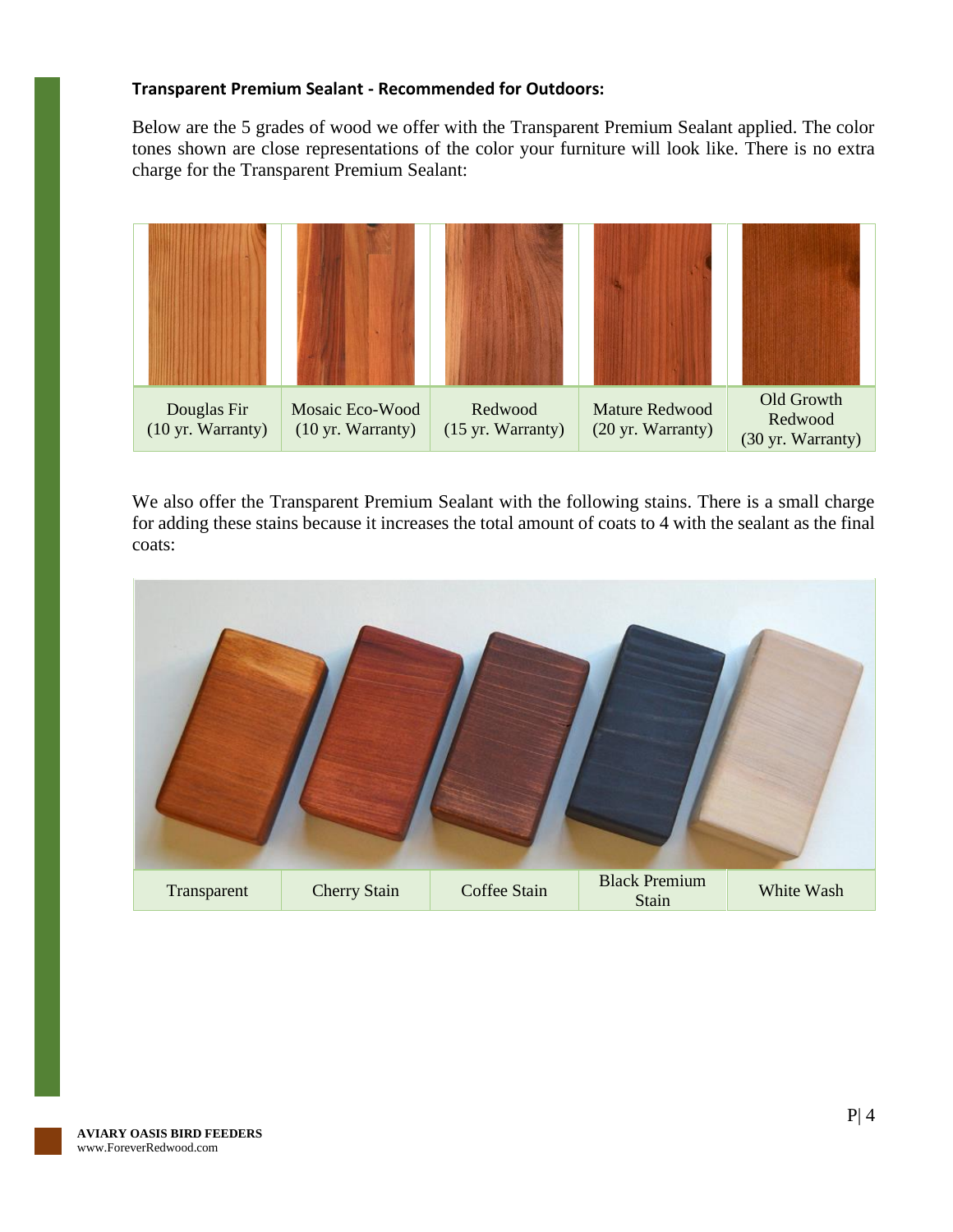**Transparent Premium Sealant - Recommended for Outdoors:**

Below are the 5 grades of wood we offer with the Transparent Premium Sealant applied. The color tones shown are close representations of the color your furniture will look like. There is no extra charge for the Transparent Premium Sealant:

| Douglas Fir (10 yr. Warranty) | Mosaic Eco-Wood (10 yr. Warranty) | Redwood (15 yr. Warranty) | Mature Redwood (20 yr. Warranty) | Old Growth Redwood (30 yr. Warranty) |
|---|---|---|---|---|

We also offer the Transparent Premium Sealant with the following stains. There is a small charge for adding these stains because it increases the total amount of coats to 4 with the sealant as the final coats:

| Transparent | Cherry Stain | Coffee Stain | Black Premium Stain | White Wash |
|---|---|---|---|---|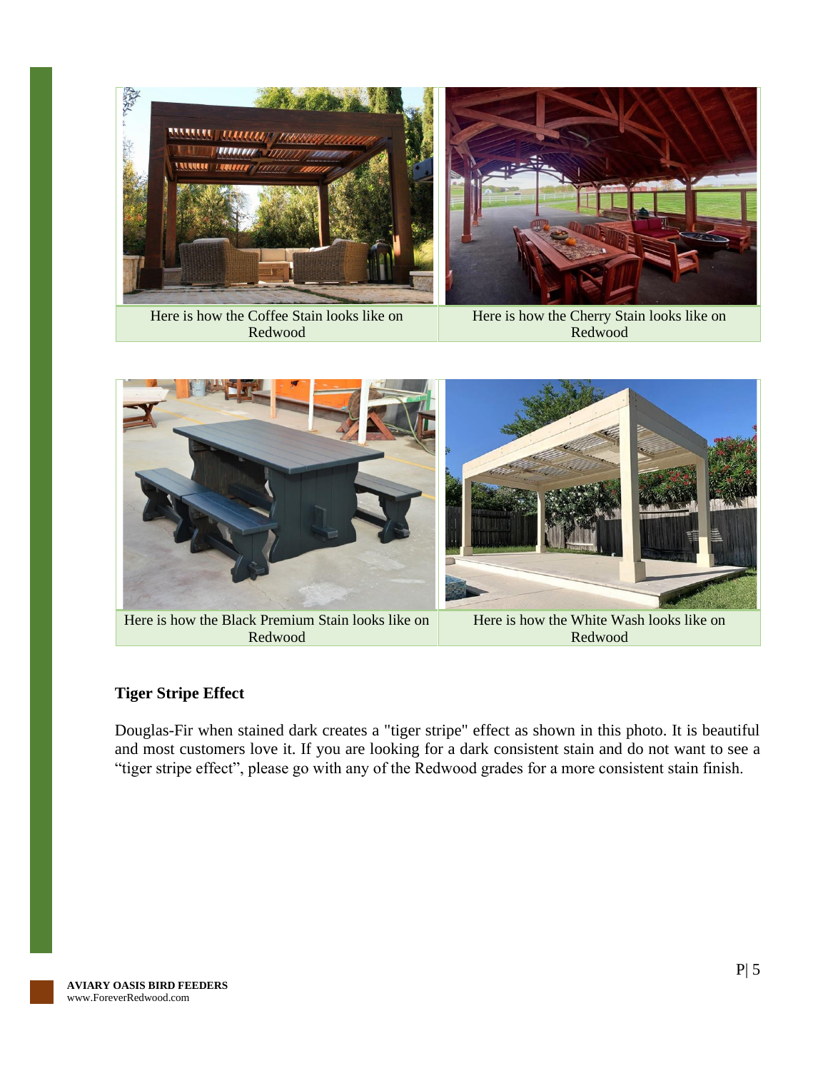Here is how the Coffee Stain looks like on Redwood

Here is how the Cherry Stain looks like on Redwood

Here is how the Black Premium Stain looks like on Redwood

Here is how the White Wash looks like on Redwood

**Tiger Stripe Effect**

Douglas-Fir when stained dark creates a "tiger stripe" effect as shown in this photo. It is beautiful and most customers love it. If you are looking for a dark consistent stain and do not want to see a "tiger stripe effect", please go with any of the Redwood grades for a more consistent stain finish.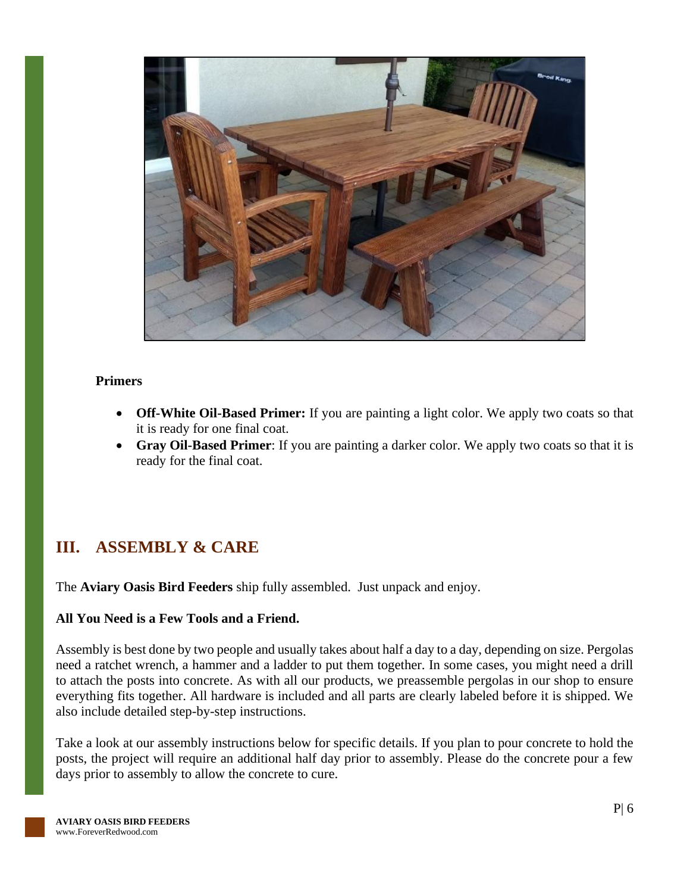**Primers**

- **Off-White Oil-Based Primer:** If you are painting a light color. We apply two coats so that it is ready for one final coat.
- **Gray Oil-Based Primer**: If you are painting a darker color. We apply two coats so that it is ready for the final coat.

## III. ASSEMBLY & CARE

The **Aviary Oasis Bird Feeders** ship fully assembled. Just unpack and enjoy.

**All You Need is a Few Tools and a Friend.**

Assembly is best done by two people and usually takes about half a day to a day, depending on size. Pergolas need a ratchet wrench, a hammer and a ladder to put them together. In some cases, you might need a drill to attach the posts into concrete. As with all our products, we preassemble pergolas in our shop to ensure everything fits together. All hardware is included and all parts are clearly labeled before it is shipped. We also include detailed step-by-step instructions.

Take a look at our assembly instructions below for specific details. If you plan to pour concrete to hold the posts, the project will require an additional half day prior to assembly. Please do the concrete pour a few days prior to assembly to allow the concrete to cure.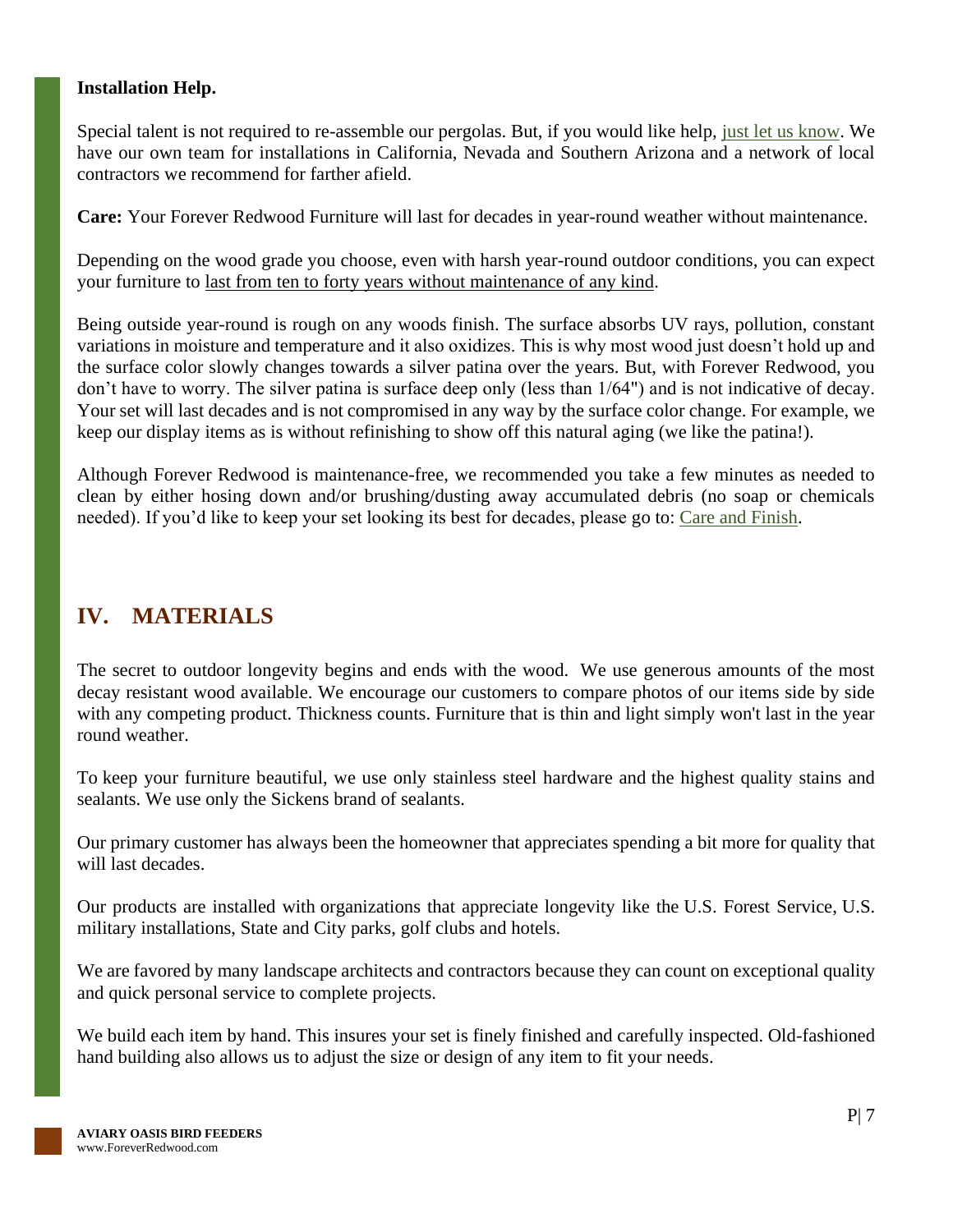**Installation Help.**

Special talent is not required to re-assemble our pergolas. But, if you would like help, just let us know. We have our own team for installations in California, Nevada and Southern Arizona and a network of local contractors we recommend for farther afield.

**Care:** Your Forever Redwood Furniture will last for decades in year-round weather without maintenance.

Depending on the wood grade you choose, even with harsh year-round outdoor conditions, you can expect your furniture to last from ten to forty years without maintenance of any kind.

Being outside year-round is rough on any woods finish. The surface absorbs UV rays, pollution, constant variations in moisture and temperature and it also oxidizes. This is why most wood just doesn't hold up and the surface color slowly changes towards a silver patina over the years. But, with Forever Redwood, you don't have to worry. The silver patina is surface deep only (less than 1/64") and is not indicative of decay. Your set will last decades and is not compromised in any way by the surface color change. For example, we keep our display items as is without refinishing to show off this natural aging (we like the patina!).

Although Forever Redwood is maintenance-free, we recommended you take a few minutes as needed to clean by either hosing down and/or brushing/dusting away accumulated debris (no soap or chemicals needed). If you'd like to keep your set looking its best for decades, please go to: Care and Finish.

## IV. MATERIALS

The secret to outdoor longevity begins and ends with the wood. We use generous amounts of the most decay resistant wood available. We encourage our customers to compare photos of our items side by side with any competing product. Thickness counts. Furniture that is thin and light simply won't last in the year round weather.

To keep your furniture beautiful, we use only stainless steel hardware and the highest quality stains and sealants. We use only the Sickens brand of sealants.

Our primary customer has always been the homeowner that appreciates spending a bit more for quality that will last decades.

Our products are installed with organizations that appreciate longevity like the U.S. Forest Service, U.S. military installations, State and City parks, golf clubs and hotels.

We are favored by many landscape architects and contractors because they can count on exceptional quality and quick personal service to complete projects.

We build each item by hand. This insures your set is finely finished and carefully inspected. Old-fashioned hand building also allows us to adjust the size or design of any item to fit your needs.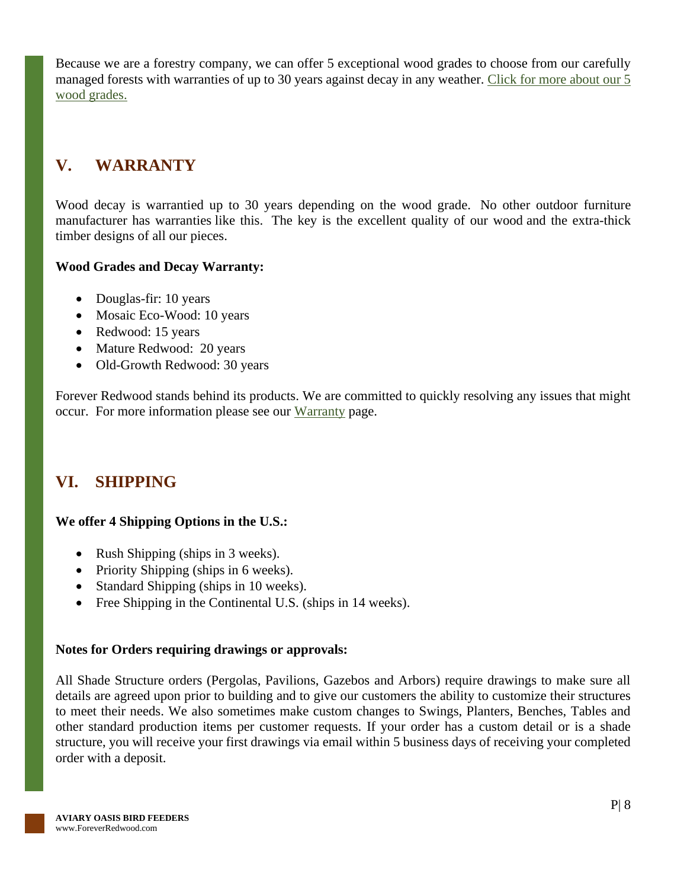Because we are a forestry company, we can offer 5 exceptional wood grades to choose from our carefully managed forests with warranties of up to 30 years against decay in any weather. [Click for more about our 5 wood grades.]()

## V. WARRANTY

Wood decay is warrantied up to 30 years depending on the wood grade. No other outdoor furniture manufacturer has warranties like this. The key is the excellent quality of our wood and the extra-thick timber designs of all our pieces.

**Wood Grades and Decay Warranty:**

- Douglas-fir: 10 years
- Mosaic Eco-Wood: 10 years
- Redwood: 15 years
- Mature Redwood: 20 years
- Old-Growth Redwood: 30 years

Forever Redwood stands behind its products. We are committed to quickly resolving any issues that might occur. For more information please see our [Warranty]() page.

## VI. SHIPPING

**We offer 4 Shipping Options in the U.S.:**

- Rush Shipping (ships in 3 weeks).
- Priority Shipping (ships in 6 weeks).
- Standard Shipping (ships in 10 weeks).
- Free Shipping in the Continental U.S. (ships in 14 weeks).

**Notes for Orders requiring drawings or approvals:**

All Shade Structure orders (Pergolas, Pavilions, Gazebos and Arbors) require drawings to make sure all details are agreed upon prior to building and to give our customers the ability to customize their structures to meet their needs. We also sometimes make custom changes to Swings, Planters, Benches, Tables and other standard production items per customer requests. If your order has a custom detail or is a shade structure, you will receive your first drawings via email within 5 business days of receiving your completed order with a deposit.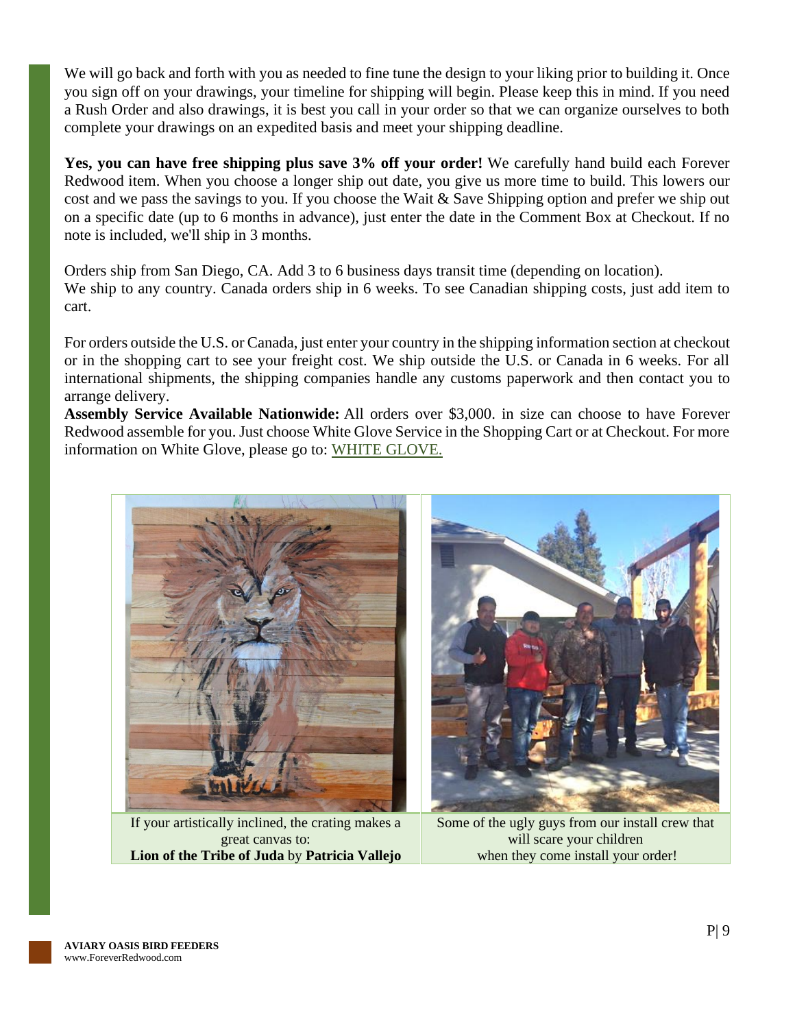We will go back and forth with you as needed to fine tune the design to your liking prior to building it. Once you sign off on your drawings, your timeline for shipping will begin. Please keep this in mind. If you need a Rush Order and also drawings, it is best you call in your order so that we can organize ourselves to both complete your drawings on an expedited basis and meet your shipping deadline.

**Yes, you can have free shipping plus save 3% off your order!** We carefully hand build each Forever Redwood item. When you choose a longer ship out date, you give us more time to build. This lowers our cost and we pass the savings to you. If you choose the Wait & Save Shipping option and prefer we ship out on a specific date (up to 6 months in advance), just enter the date in the Comment Box at Checkout. If no note is included, we'll ship in 3 months.

Orders ship from San Diego, CA. Add 3 to 6 business days transit time (depending on location).
We ship to any country. Canada orders ship in 6 weeks. To see Canadian shipping costs, just add item to cart.

For orders outside the U.S. or Canada, just enter your country in the shipping information section at checkout or in the shopping cart to see your freight cost. We ship outside the U.S. or Canada in 6 weeks. For all international shipments, the shipping companies handle any customs paperwork and then contact you to arrange delivery.
**Assembly Service Available Nationwide:** All orders over $3,000. in size can choose to have Forever Redwood assemble for you. Just choose White Glove Service in the Shopping Cart or at Checkout. For more information on White Glove, please go to: WHITE GLOVE.

If your artistically inclined, the crating makes a great canvas to:
**Lion of the Tribe of Juda** by **Patricia Vallejo**

Some of the ugly guys from our install crew that will scare your children
when they come install your order!